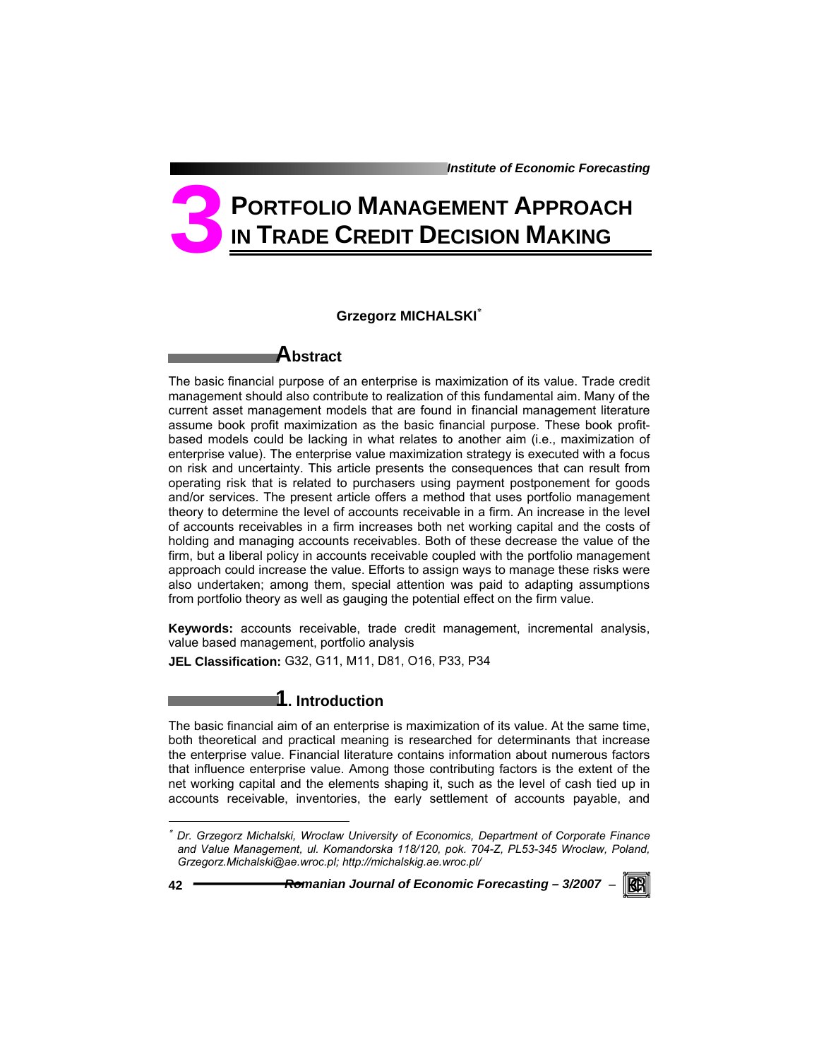# 3 PORTFOLIO MANAGEMENT APPROACH IN TRADE CREDIT DECISION MAKING

**Grzegorz MICHALSKI**[*]

## Abstract

The basic financial purpose of an enterprise is maximization of its value. Trade credit management should also contribute to realization of this fundamental aim. Many of the current asset management models that are found in financial management literature assume book profit maximization as the basic financial purpose. These book profit-based models could be lacking in what relates to another aim (i.e., maximization of enterprise value). The enterprise value maximization strategy is executed with a focus on risk and uncertainty. This article presents the consequences that can result from operating risk that is related to purchasers using payment postponement for goods and/or services. The present article offers a method that uses portfolio management theory to determine the level of accounts receivable in a firm. An increase in the level of accounts receivables in a firm increases both net working capital and the costs of holding and managing accounts receivables. Both of these decrease the value of the firm, but a liberal policy in accounts receivable coupled with the portfolio management approach could increase the value. Efforts to assign ways to manage these risks were also undertaken; among them, special attention was paid to adapting assumptions from portfolio theory as well as gauging the potential effect on the firm value.

**Keywords:** accounts receivable, trade credit management, incremental analysis, value based management, portfolio analysis

**JEL Classification:** G32, G11, M11, D81, O16, P33, P34

## 1. Introduction

The basic financial aim of an enterprise is maximization of its value. At the same time, both theoretical and practical meaning is researched for determinants that increase the enterprise value. Financial literature contains information about numerous factors that influence enterprise value. Among those contributing factors is the extent of the net working capital and the elements shaping it, such as the level of cash tied up in accounts receivable, inventories, the early settlement of accounts payable, and

---

[*] *Dr. Grzegorz Michalski, Wroclaw University of Economics, Department of Corporate Finance and Value Management, ul. Komandorska 118/120, pok. 704-Z, PL53-345 Wroclaw, Poland, Grzegorz.Michalski@ae.wroc.pl; http://michalskig.ae.wroc.pl/*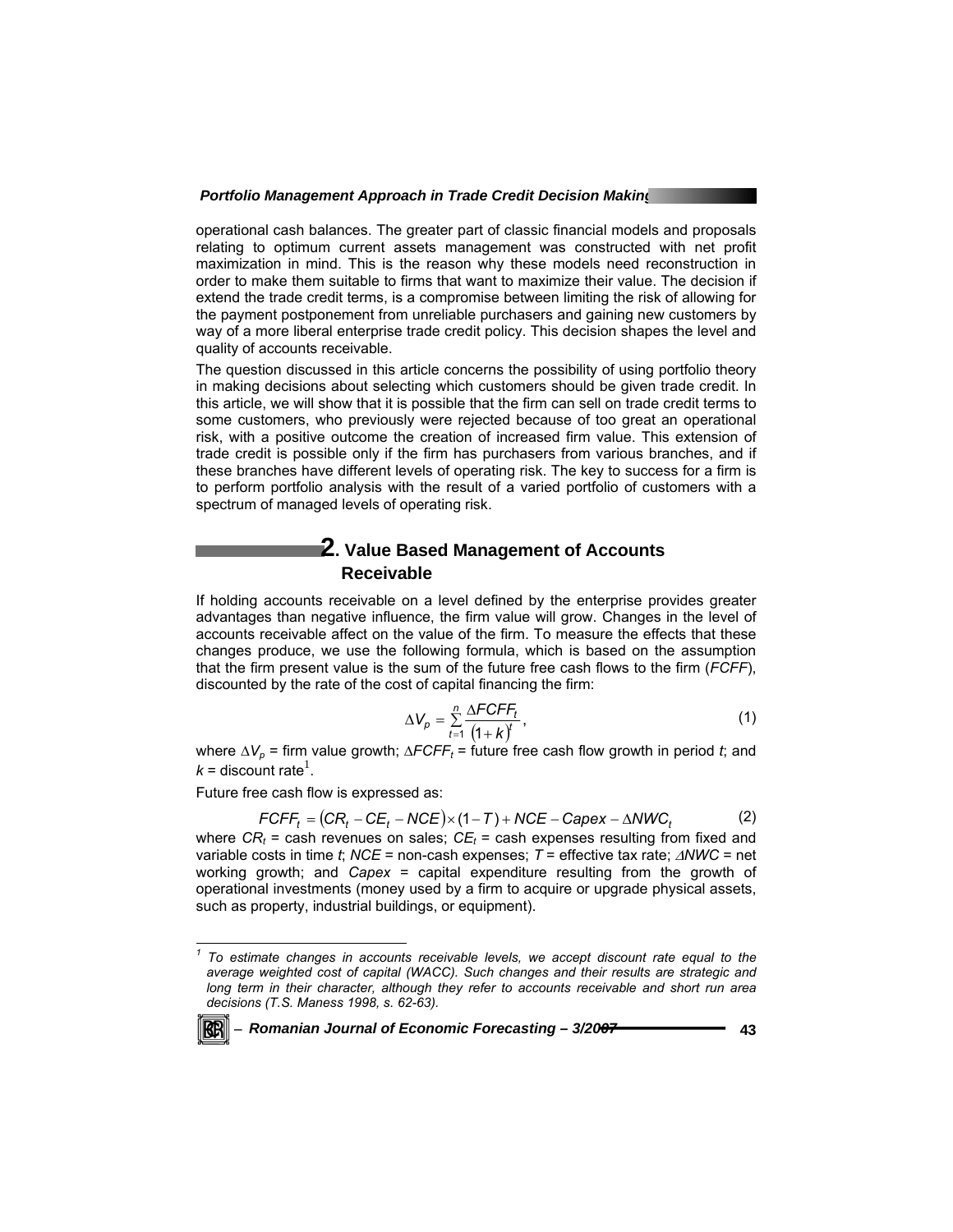operational cash balances. The greater part of classic financial models and proposals relating to optimum current assets management was constructed with net profit maximization in mind. This is the reason why these models need reconstruction in order to make them suitable to firms that want to maximize their value. The decision if extend the trade credit terms, is a compromise between limiting the risk of allowing for the payment postponement from unreliable purchasers and gaining new customers by way of a more liberal enterprise trade credit policy. This decision shapes the level and quality of accounts receivable.

The question discussed in this article concerns the possibility of using portfolio theory in making decisions about selecting which customers should be given trade credit. In this article, we will show that it is possible that the firm can sell on trade credit terms to some customers, who previously were rejected because of too great an operational risk, with a positive outcome the creation of increased firm value. This extension of trade credit is possible only if the firm has purchasers from various branches, and if these branches have different levels of operating risk. The key to success for a firm is to perform portfolio analysis with the result of a varied portfolio of customers with a spectrum of managed levels of operating risk.

## 2. Value Based Management of Accounts Receivable

If holding accounts receivable on a level defined by the enterprise provides greater advantages than negative influence, the firm value will grow. Changes in the level of accounts receivable affect on the value of the firm. To measure the effects that these changes produce, we use the following formula, which is based on the assumption that the firm present value is the sum of the future free cash flows to the firm (*FCFF*), discounted by the rate of the cost of capital financing the firm:

$$\Delta V_p = \sum_{t=1}^{n} \frac{\Delta FCFF_t}{(1+k)^t}, \tag{1}$$

where $\Delta V_p$ = firm value growth; $\Delta FCFF_t$ = future free cash flow growth in period *t*; and $k$ = discount rate[1].

Future free cash flow is expressed as:

$$FCFF_t = (CR_t - CE_t - NCE) \times (1 - T) + NCE - Capex - \Delta NWC_t \tag{2}$$

where $CR_t$ = cash revenues on sales; $CE_t$ = cash expenses resulting from fixed and variable costs in time *t*; *NCE* = non-cash expenses; *T* = effective tax rate; $\Delta NWC$ = net working growth; and *Capex* = capital expenditure resulting from the growth of operational investments (money used by a firm to acquire or upgrade physical assets, such as property, industrial buildings, or equipment).

---

[1] *To estimate changes in accounts receivable levels, we accept discount rate equal to the average weighted cost of capital (WACC). Such changes and their results are strategic and long term in their character, although they refer to accounts receivable and short run area decisions (T.S. Maness 1998, s. 62-63).*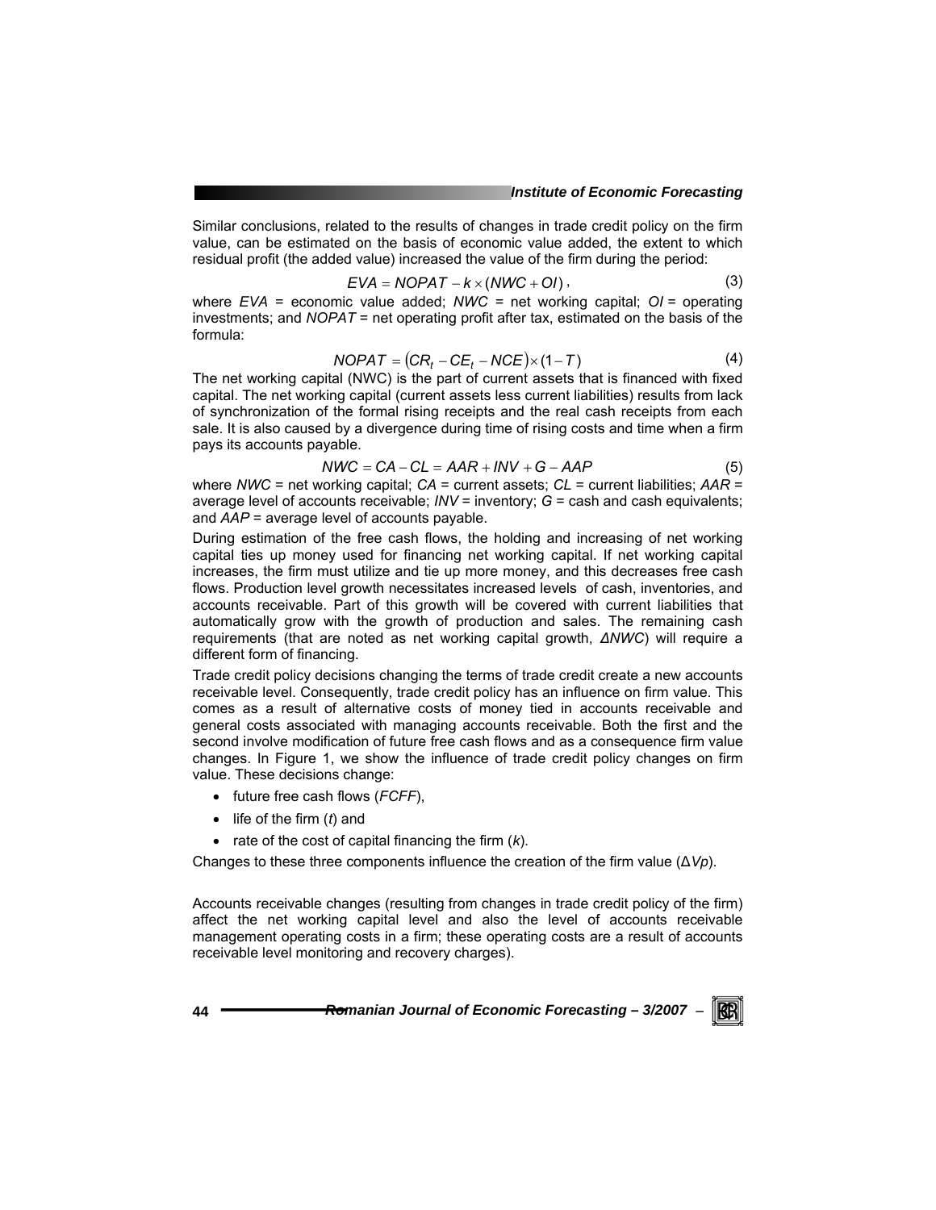Similar conclusions, related to the results of changes in trade credit policy on the firm value, can be estimated on the basis of economic value added, the extent to which residual profit (the added value) increased the value of the firm during the period:

$$EVA = NOPAT - k \times (NWC + OI), \tag{3}$$

where $EVA$ = economic value added; $NWC$ = net working capital; $OI$ = operating investments; and $NOPAT$ = net operating profit after tax, estimated on the basis of the formula:

$$NOPAT = (CR_t - CE_t - NCE) \times (1 - T) \tag{4}$$

The net working capital (NWC) is the part of current assets that is financed with fixed capital. The net working capital (current assets less current liabilities) results from lack of synchronization of the formal rising receipts and the real cash receipts from each sale. It is also caused by a divergence during time of rising costs and time when a firm pays its accounts payable.

$$NWC = CA - CL = AAR + INV + G - AAP \tag{5}$$

where $NWC$ = net working capital; $CA$ = current assets; $CL$ = current liabilities; $AAR$ = average level of accounts receivable; $INV$ = inventory; $G$ = cash and cash equivalents; and $AAP$ = average level of accounts payable.

During estimation of the free cash flows, the holding and increasing of net working capital ties up money used for financing net working capital. If net working capital increases, the firm must utilize and tie up more money, and this decreases free cash flows. Production level growth necessitates increased levels of cash, inventories, and accounts receivable. Part of this growth will be covered with current liabilities that automatically grow with the growth of production and sales. The remaining cash requirements (that are noted as net working capital growth, $\Delta NWC$) will require a different form of financing.

Trade credit policy decisions changing the terms of trade credit create a new accounts receivable level. Consequently, trade credit policy has an influence on firm value. This comes as a result of alternative costs of money tied in accounts receivable and general costs associated with managing accounts receivable. Both the first and the second involve modification of future free cash flows and as a consequence firm value changes. In Figure 1, we show the influence of trade credit policy changes on firm value. These decisions change:

- future free cash flows (*FCFF*),
- life of the firm ($t$) and
- rate of the cost of capital financing the firm ($k$).

Changes to these three components influence the creation of the firm value ($\Delta Vp$).

Accounts receivable changes (resulting from changes in trade credit policy of the firm) affect the net working capital level and also the level of accounts receivable management operating costs in a firm; these operating costs are a result of accounts receivable level monitoring and recovery charges).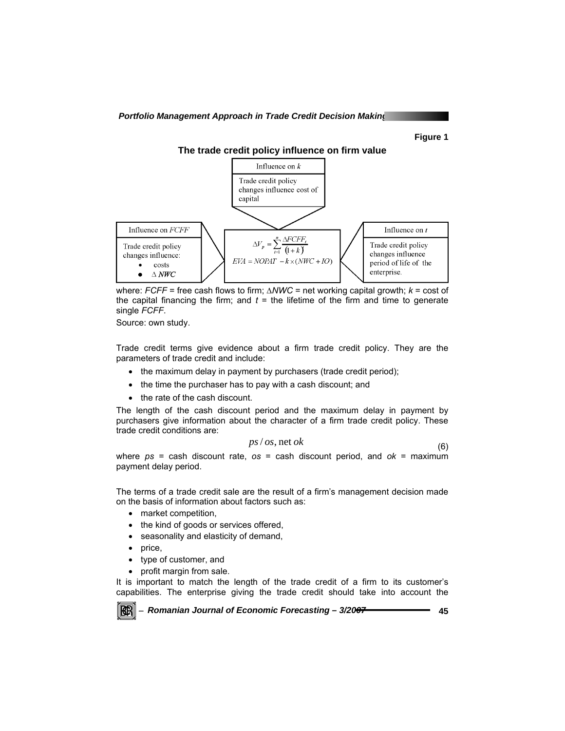**Figure 1**

**The trade credit policy influence on firm value**

Influence on $k$

Trade credit policy changes influence cost of capital

Influence on $FCFF$

Trade credit policy changes influence:

- costs
- $\Delta NWC$

$$\Delta V_p = \sum_{t=1}^{n} \frac{\Delta FCFF_t}{(1+k)}$$

$$EVA = NOPAT - k \times (NWC + IO)$$

Influence on $t$

Trade credit policy changes influence period of life of the enterprise.

where: $FCFF$ = free cash flows to firm; $\Delta NWC$ = net working capital growth; $k$ = cost of the capital financing the firm; and $t$ = the lifetime of the firm and time to generate single $FCFF$.

Source: own study.

Trade credit terms give evidence about a firm trade credit policy. They are the parameters of trade credit and include:

- the maximum delay in payment by purchasers (trade credit period);
- the time the purchaser has to pay with a cash discount; and
- the rate of the cash discount.

The length of the cash discount period and the maximum delay in payment by purchasers give information about the character of a firm trade credit policy. These trade credit conditions are:

$$ps/os, \text{net } ok \tag{6}$$

where $ps$ = cash discount rate, $os$ = cash discount period, and $ok$ = maximum payment delay period.

The terms of a trade credit sale are the result of a firm's management decision made on the basis of information about factors such as:

- market competition,
- the kind of goods or services offered,
- seasonality and elasticity of demand,
- price,
- type of customer, and
- profit margin from sale.

It is important to match the length of the trade credit of a firm to its customer's capabilities. The enterprise giving the trade credit should take into account the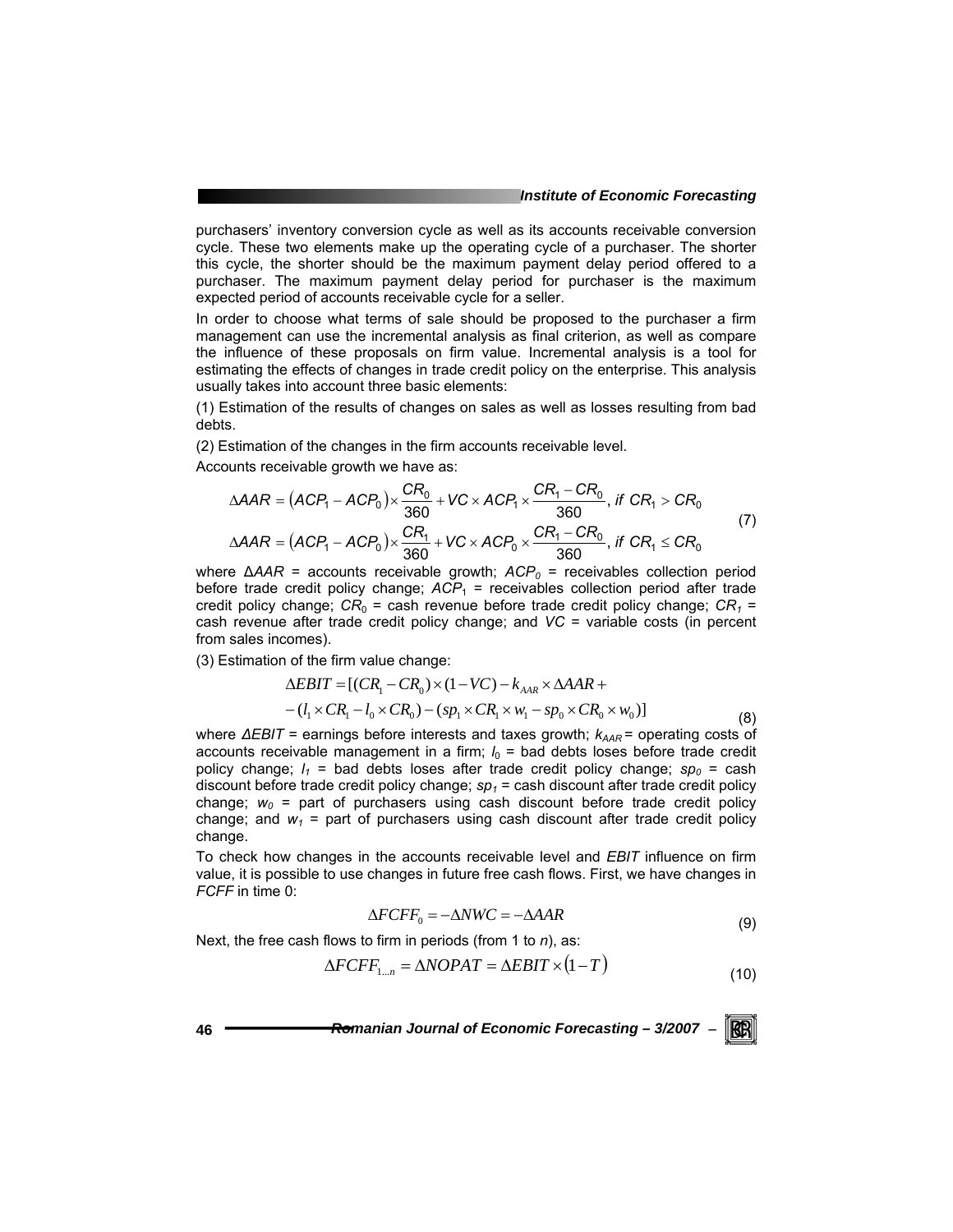purchasers' inventory conversion cycle as well as its accounts receivable conversion cycle. These two elements make up the operating cycle of a purchaser. The shorter this cycle, the shorter should be the maximum payment delay period offered to a purchaser. The maximum payment delay period for purchaser is the maximum expected period of accounts receivable cycle for a seller.

In order to choose what terms of sale should be proposed to the purchaser a firm management can use the incremental analysis as final criterion, as well as compare the influence of these proposals on firm value. Incremental analysis is a tool for estimating the effects of changes in trade credit policy on the enterprise. This analysis usually takes into account three basic elements:

(1) Estimation of the results of changes on sales as well as losses resulting from bad debts.

(2) Estimation of the changes in the firm accounts receivable level.

Accounts receivable growth we have as:

$$
\begin{aligned}
\Delta AAR &= \left(ACP_1 - ACP_0\right) \times \frac{CR_0}{360} + VC \times ACP_1 \times \frac{CR_1 - CR_0}{360}, \text{ if } CR_1 > CR_0 \\
\Delta AAR &= \left(ACP_1 - ACP_0\right) \times \frac{CR_1}{360} + VC \times ACP_0 \times \frac{CR_1 - CR_0}{360}, \text{ if } CR_1 \leq CR_0
\end{aligned}
\tag{7}
$$

where $\Delta AAR$ = accounts receivable growth; $ACP_0$ = receivables collection period before trade credit policy change; $ACP_1$ = receivables collection period after trade credit policy change; $CR_0$ = cash revenue before trade credit policy change; $CR_1$ = cash revenue after trade credit policy change; and $VC$ = variable costs (in percent from sales incomes).

(3) Estimation of the firm value change:

$$
\begin{aligned}
\Delta EBIT = [&(CR_1 - CR_0) \times (1 - VC) - k_{AAR} \times \Delta AAR + \\
&- (l_1 \times CR_1 - l_0 \times CR_0) - (sp_1 \times CR_1 \times w_1 - sp_0 \times CR_0 \times w_0)]
\end{aligned}
\tag{8}
$$

where $\Delta EBIT$ = earnings before interests and taxes growth; $k_{AAR}$ = operating costs of accounts receivable management in a firm; $l_0$ = bad debts loses before trade credit policy change; $l_1$ = bad debts loses after trade credit policy change; $sp_0$ = cash discount before trade credit policy change; $sp_1$ = cash discount after trade credit policy change; $w_0$ = part of purchasers using cash discount before trade credit policy change; and $w_1$ = part of purchasers using cash discount after trade credit policy change.

To check how changes in the accounts receivable level and *EBIT* influence on firm value, it is possible to use changes in future free cash flows. First, we have changes in *FCFF* in time 0:

$$
\Delta FCFF_0 = -\Delta NWC = -\Delta AAR \tag{9}
$$

Next, the free cash flows to firm in periods (from 1 to *n*), as:

$$
\Delta FCFF_{1 \ldots n} = \Delta NOPAT = \Delta EBIT \times \left(1 - T\right) \tag{10}
$$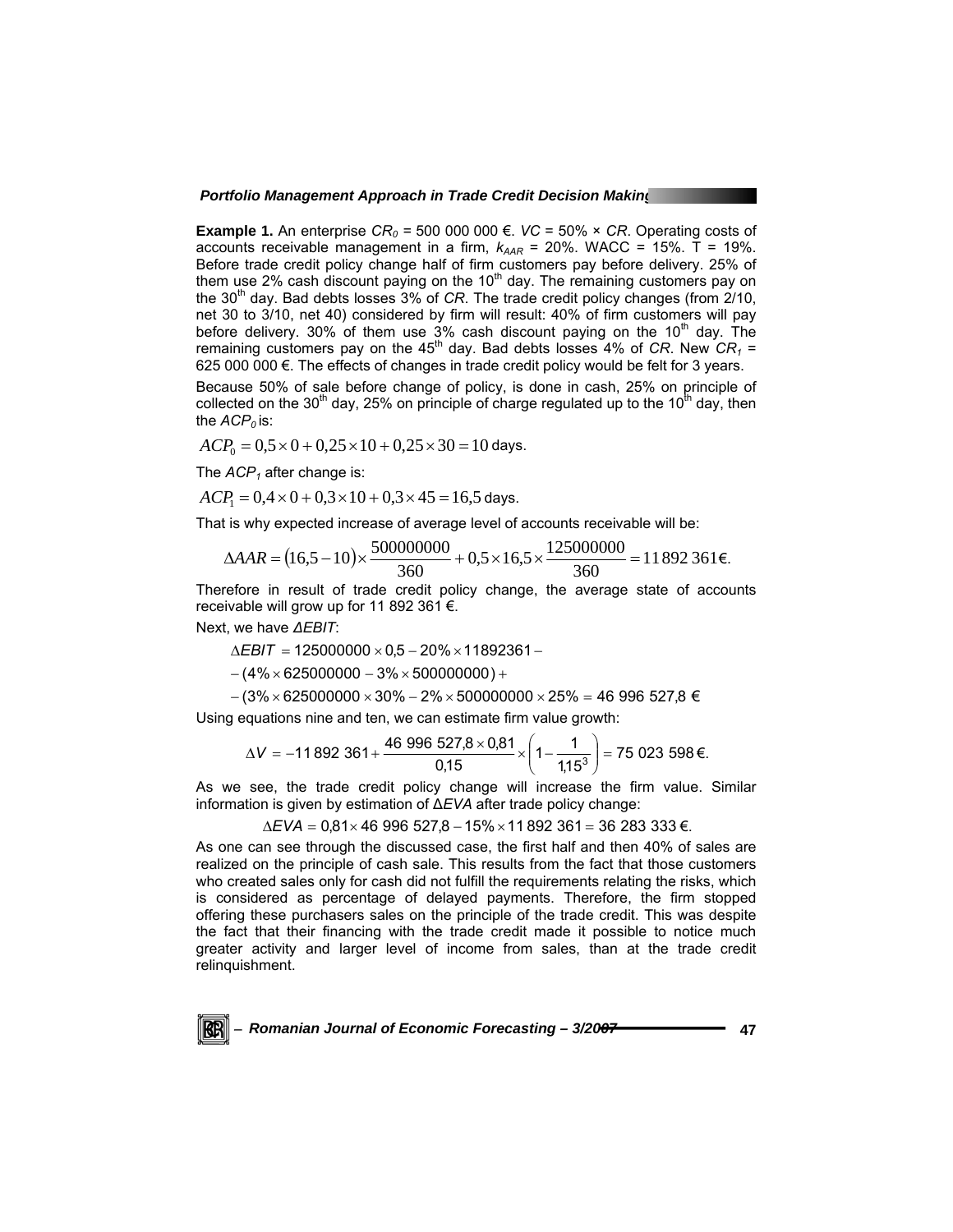**Example 1.** An enterprise $CR_0$ = 500 000 000 €. $VC$ = 50% × $CR$. Operating costs of accounts receivable management in a firm, $k_{AAR}$ = 20%. WACC = 15%. T = 19%. Before trade credit policy change half of firm customers pay before delivery. 25% of them use 2% cash discount paying on the 10th day. The remaining customers pay on the 30th day. Bad debts losses 3% of $CR$. The trade credit policy changes (from 2/10, net 30 to 3/10, net 40) considered by firm will result: 40% of firm customers will pay before delivery. 30% of them use 3% cash discount paying on the 10th day. The remaining customers pay on the 45th day. Bad debts losses 4% of $CR$. New $CR_1$ = 625 000 000 €. The effects of changes in trade credit policy would be felt for 3 years.

Because 50% of sale before change of policy, is done in cash, 25% on principle of collected on the 30th day, 25% on principle of charge regulated up to the 10th day, then the $ACP_0$ is:

$$ACP_0 = 0{,}5 \times 0 + 0{,}25 \times 10 + 0{,}25 \times 30 = 10 \text{ days.}$$

The $ACP_1$ after change is:

$$ACP_1 = 0{,}4 \times 0 + 0{,}3 \times 10 + 0{,}3 \times 45 = 16{,}5 \text{ days.}$$

That is why expected increase of average level of accounts receivable will be:

$$\Delta AAR = (16{,}5 - 10) \times \frac{500000000}{360} + 0{,}5 \times 16{,}5 \times \frac{125000000}{360} = 11\,892\,361€.$$

Therefore in result of trade credit policy change, the average state of accounts receivable will grow up for 11 892 361 €.

Next, we have $\Delta EBIT$:

$$\Delta EBIT = 125000000 \times 0{,}5 - 20\% \times 11892361 -$$

$$-(4\% \times 625000000 - 3\% \times 500000000) +$$

$$-(3\% \times 625000000 \times 30\% - 2\% \times 500000000 \times 25\% = 46\,996\,527{,}8\ €$$

Using equations nine and ten, we can estimate firm value growth:

$$\Delta V = -11\,892\,361 + \frac{46\,996\,527{,}8 \times 0{,}81}{0{,}15} \times \left(1 - \frac{1}{1{,}15^3}\right) = 75\,023\,598\,€.$$

As we see, the trade credit policy change will increase the firm value. Similar information is given by estimation of $\Delta EVA$ after trade policy change:

$$\Delta EVA = 0{,}81 \times 46\,996\,527{,}8 - 15\% \times 11\,892\,361 = 36\,283\,333\,€.$$

As one can see through the discussed case, the first half and then 40% of sales are realized on the principle of cash sale. This results from the fact that those customers who created sales only for cash did not fulfill the requirements relating the risks, which is considered as percentage of delayed payments. Therefore, the firm stopped offering these purchasers sales on the principle of the trade credit. This was despite the fact that their financing with the trade credit made it possible to notice much greater activity and larger level of income from sales, than at the trade credit relinquishment.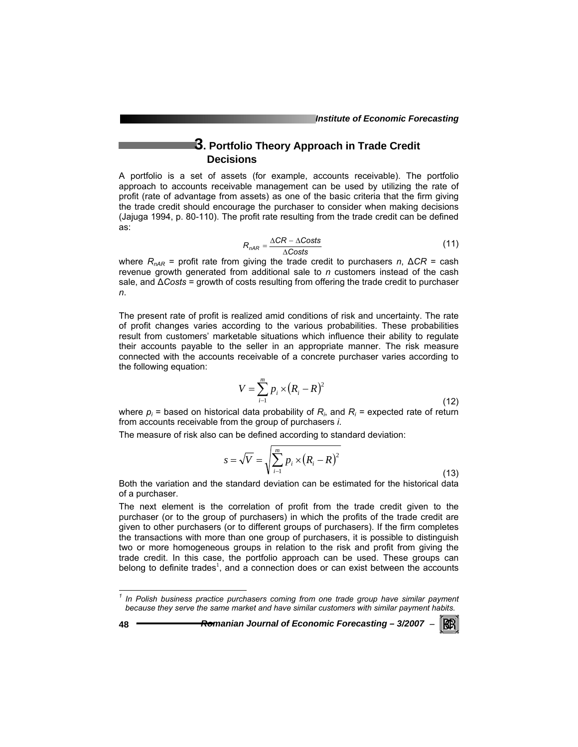## 3. Portfolio Theory Approach in Trade Credit Decisions

A portfolio is a set of assets (for example, accounts receivable). The portfolio approach to accounts receivable management can be used by utilizing the rate of profit (rate of advantage from assets) as one of the basic criteria that the firm giving the trade credit should encourage the purchaser to consider when making decisions (Jajuga 1994, p. 80-110). The profit rate resulting from the trade credit can be defined as:

$$R_{nAR} = \frac{\Delta CR - \Delta Costs}{\Delta Costs} \tag{11}$$

where $R_{nAR}$ = profit rate from giving the trade credit to purchasers $n$, $\Delta CR$ = cash revenue growth generated from additional sale to $n$ customers instead of the cash sale, and $\Delta Costs$ = growth of costs resulting from offering the trade credit to purchaser $n$.

The present rate of profit is realized amid conditions of risk and uncertainty. The rate of profit changes varies according to the various probabilities. These probabilities result from customers' marketable situations which influence their ability to regulate their accounts payable to the seller in an appropriate manner. The risk measure connected with the accounts receivable of a concrete purchaser varies according to the following equation:

$$V = \sum_{i-1}^{m} p_i \times \left(R_i - R\right)^2 \tag{12}$$

where $p_i$ = based on historical data probability of $R_i$, and $R_i$ = expected rate of return from accounts receivable from the group of purchasers $i$.

The measure of risk also can be defined according to standard deviation:

$$s = \sqrt{V} = \sqrt{\sum_{i-1}^{m} p_i \times \left(R_i - R\right)^2} \tag{13}$$

Both the variation and the standard deviation can be estimated for the historical data of a purchaser.

The next element is the correlation of profit from the trade credit given to the purchaser (or to the group of purchasers) in which the profits of the trade credit are given to other purchasers (or to different groups of purchasers). If the firm completes the transactions with more than one group of purchasers, it is possible to distinguish two or more homogeneous groups in relation to the risk and profit from giving the trade credit. In this case, the portfolio approach can be used. These groups can belong to definite trades[1], and a connection does or can exist between the accounts

---

[1] *In Polish business practice purchasers coming from one trade group have similar payment because they serve the same market and have similar customers with similar payment habits.*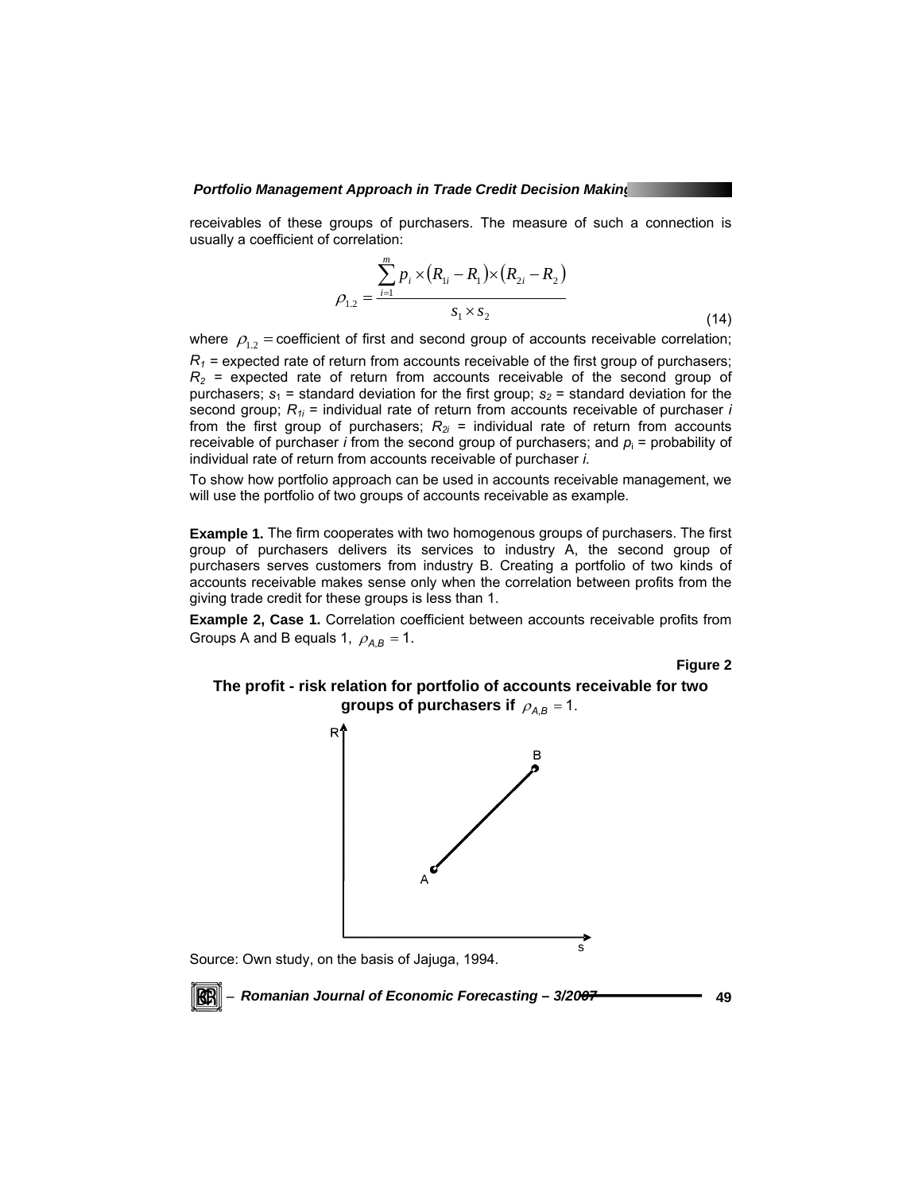receivables of these groups of purchasers. The measure of such a connection is usually a coefficient of correlation:

$$\rho_{1.2} = \frac{\sum_{i=1}^{m} p_i \times (R_{1i} - R_1) \times (R_{2i} - R_2)}{s_1 \times s_2} \quad (14)$$

where $\rho_{1.2}$ = coefficient of first and second group of accounts receivable correlation; $R_1$ = expected rate of return from accounts receivable of the first group of purchasers; $R_2$ = expected rate of return from accounts receivable of the second group of purchasers; $s_1$ = standard deviation for the first group; $s_2$ = standard deviation for the second group; $R_{1i}$ = individual rate of return from accounts receivable of purchaser *i* from the first group of purchasers; $R_{2i}$ = individual rate of return from accounts receivable of purchaser *i* from the second group of purchasers; and $p_i$ = probability of individual rate of return from accounts receivable of purchaser *i*.

To show how portfolio approach can be used in accounts receivable management, we will use the portfolio of two groups of accounts receivable as example.

**Example 1.** The firm cooperates with two homogenous groups of purchasers. The first group of purchasers delivers its services to industry A, the second group of purchasers serves customers from industry B. Creating a portfolio of two kinds of accounts receivable makes sense only when the correlation between profits from the giving trade credit for these groups is less than 1.

**Example 2, Case 1.** Correlation coefficient between accounts receivable profits from Groups A and B equals 1, $\rho_{A,B} = 1$.

**Figure 2**

**The profit - risk relation for portfolio of accounts receivable for two groups of purchasers if $\rho_{A,B} = 1$.**

Source: Own study, on the basis of Jajuga, 1994.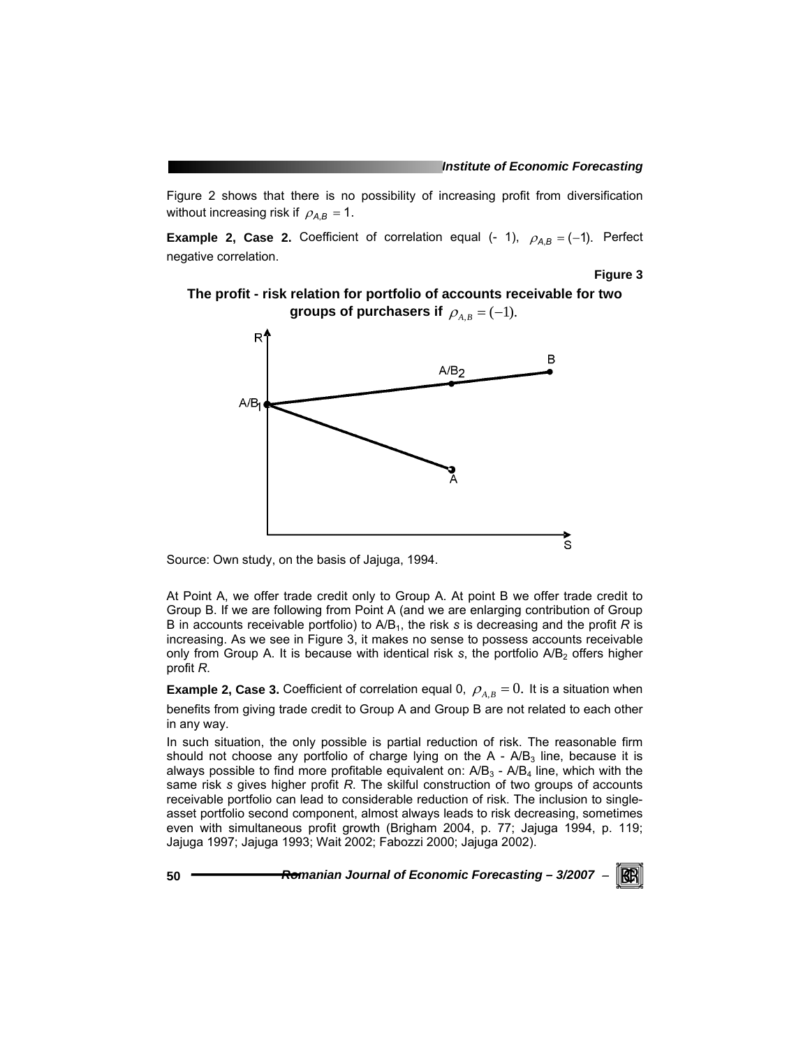Figure 2 shows that there is no possibility of increasing profit from diversification without increasing risk if $\rho_{A,B} = 1$.

**Example 2, Case 2.** Coefficient of correlation equal (- 1), $\rho_{A,B} = (-1)$. Perfect negative correlation.

**Figure 3**

**The profit - risk relation for portfolio of accounts receivable for two groups of purchasers if $\rho_{A,B} = (-1)$.**

Source: Own study, on the basis of Jajuga, 1994.

At Point A, we offer trade credit only to Group A. At point B we offer trade credit to Group B. If we are following from Point A (and we are enlarging contribution of Group B in accounts receivable portfolio) to $A/B_1$, the risk *s* is decreasing and the profit *R* is increasing. As we see in Figure 3, it makes no sense to possess accounts receivable only from Group A. It is because with identical risk *s*, the portfolio $A/B_2$ offers higher profit *R*.

**Example 2, Case 3.** Coefficient of correlation equal 0, $\rho_{A,B} = 0$. It is a situation when benefits from giving trade credit to Group A and Group B are not related to each other in any way.

In such situation, the only possible is partial reduction of risk. The reasonable firm should not choose any portfolio of charge lying on the A - $A/B_3$ line, because it is always possible to find more profitable equivalent on: $A/B_3$ - $A/B_4$ line, which with the same risk *s* gives higher profit *R*. The skilful construction of two groups of accounts receivable portfolio can lead to considerable reduction of risk. The inclusion to single-asset portfolio second component, almost always leads to risk decreasing, sometimes even with simultaneous profit growth (Brigham 2004, p. 77; Jajuga 1994, p. 119; Jajuga 1997; Jajuga 1993; Wait 2002; Fabozzi 2000; Jajuga 2002).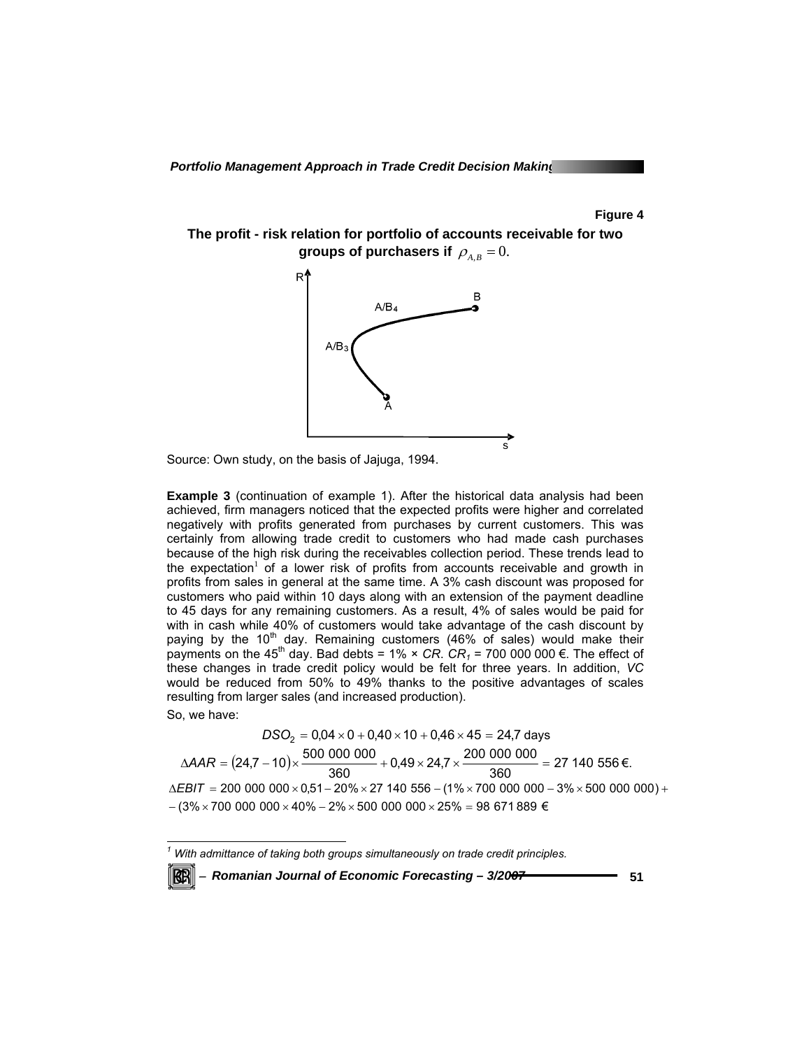**Figure 4**

**The profit - risk relation for portfolio of accounts receivable for two groups of purchasers if $\rho_{A,B} = 0$.**

Source: Own study, on the basis of Jajuga, 1994.

**Example 3** (continuation of example 1). After the historical data analysis had been achieved, firm managers noticed that the expected profits were higher and correlated negatively with profits generated from purchases by current customers. This was certainly from allowing trade credit to customers who had made cash purchases because of the high risk during the receivables collection period. These trends lead to the expectation[1] of a lower risk of profits from accounts receivable and growth in profits from sales in general at the same time. A 3% cash discount was proposed for customers who paid within 10 days along with an extension of the payment deadline to 45 days for any remaining customers. As a result, 4% of sales would be paid for with in cash while 40% of customers would take advantage of the cash discount by paying by the 10[th] day. Remaining customers (46% of sales) would make their payments on the 45[th] day. Bad debts = 1% × *CR*. $CR_1$ = 700 000 000 €. The effect of these changes in trade credit policy would be felt for three years. In addition, *VC* would be reduced from 50% to 49% thanks to the positive advantages of scales resulting from larger sales (and increased production).

So, we have:

$$DSO_2 = 0{,}04 \times 0 + 0{,}40 \times 10 + 0{,}46 \times 45 = 24{,}7 \text{ days}$$

$$\Delta AAR = (24{,}7 - 10) \times \frac{500\ 000\ 000}{360} + 0{,}49 \times 24{,}7 \times \frac{200\ 000\ 000}{360} = 27\ 140\ 556\ €.$$

$$\Delta EBIT = 200\ 000\ 000 \times 0{,}51 - 20\% \times 27\ 140\ 556 - (1\% \times 700\ 000\ 000 - 3\% \times 500\ 000\ 000) +$$
$$-(3\% \times 700\ 000\ 000 \times 40\% - 2\% \times 500\ 000\ 000 \times 25\% = 98\ 671\ 889\ €$$

---

[1] *With admittance of taking both groups simultaneously on trade credit principles.*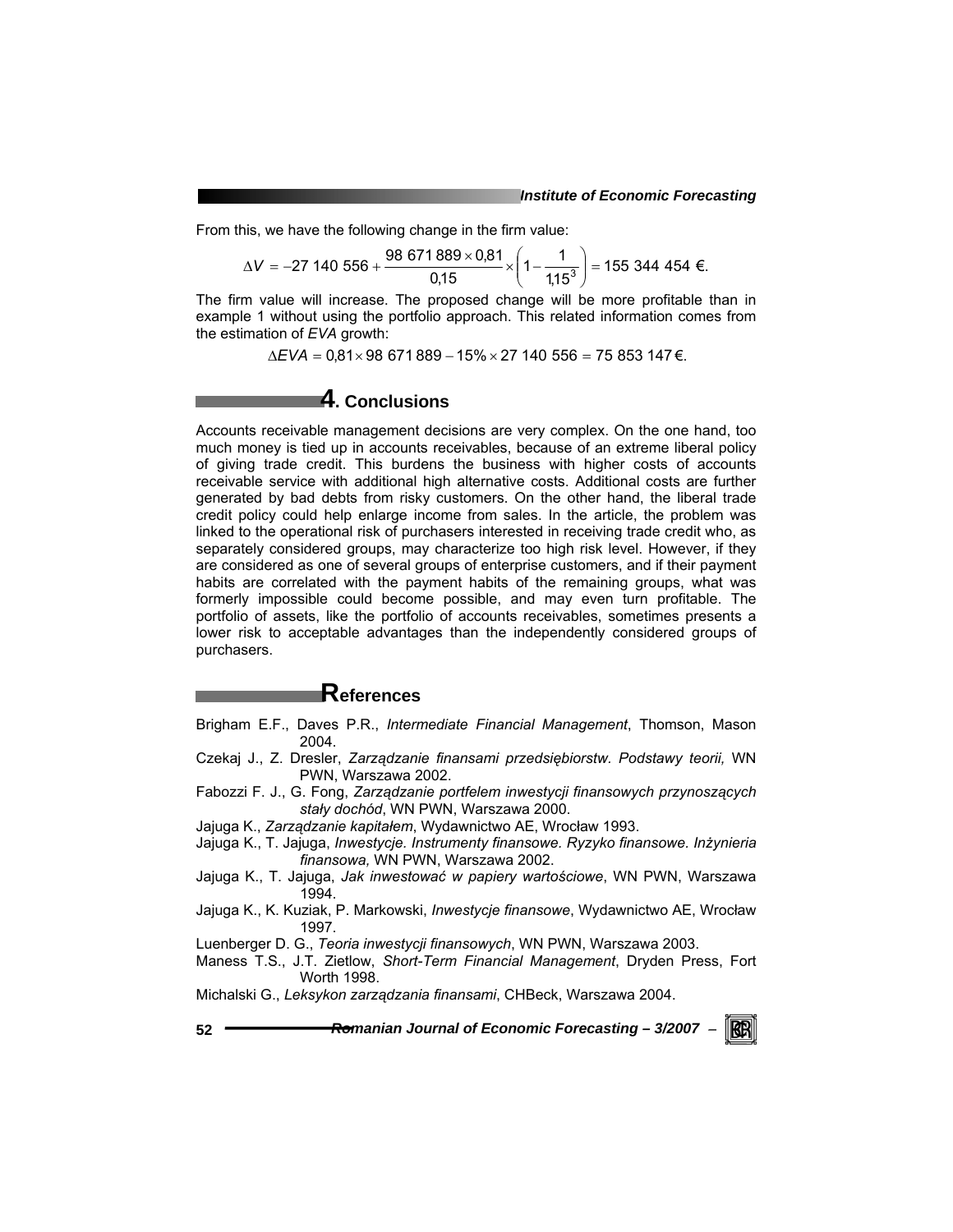From this, we have the following change in the firm value:

$$\Delta V = -27\ 140\ 556 + \frac{98\ 671\ 889 \times 0{,}81}{0{,}15} \times \left(1 - \frac{1}{1{,}15^3}\right) = 155\ 344\ 454\ €.$$

The firm value will increase. The proposed change will be more profitable than in example 1 without using the portfolio approach. This related information comes from the estimation of *EVA* growth:

$$\Delta EVA = 0{,}81 \times 98\ 671\ 889 - 15\% \times 27\ 140\ 556 = 75\ 853\ 147\ €.$$

## 4. Conclusions

Accounts receivable management decisions are very complex. On the one hand, too much money is tied up in accounts receivables, because of an extreme liberal policy of giving trade credit. This burdens the business with higher costs of accounts receivable service with additional high alternative costs. Additional costs are further generated by bad debts from risky customers. On the other hand, the liberal trade credit policy could help enlarge income from sales. In the article, the problem was linked to the operational risk of purchasers interested in receiving trade credit who, as separately considered groups, may characterize too high risk level. However, if they are considered as one of several groups of enterprise customers, and if their payment habits are correlated with the payment habits of the remaining groups, what was formerly impossible could become possible, and may even turn profitable. The portfolio of assets, like the portfolio of accounts receivables, sometimes presents a lower risk to acceptable advantages than the independently considered groups of purchasers.

## References

Brigham E.F., Daves P.R., *Intermediate Financial Management*, Thomson, Mason 2004.

Czekaj J., Z. Dresler, *Zarządzanie finansami przedsiębiorstw. Podstawy teorii,* WN PWN, Warszawa 2002.

Fabozzi F. J., G. Fong, *Zarządzanie portfelem inwestycji finansowych przynoszących stały dochód*, WN PWN, Warszawa 2000.

Jajuga K., *Zarządzanie kapitałem*, Wydawnictwo AE, Wrocław 1993.

Jajuga K., T. Jajuga, *Inwestycje. Instrumenty finansowe. Ryzyko finansowe. Inżynieria finansowa,* WN PWN, Warszawa 2002.

Jajuga K., T. Jajuga, *Jak inwestować w papiery wartościowe*, WN PWN, Warszawa 1994.

Jajuga K., K. Kuziak, P. Markowski, *Inwestycje finansowe*, Wydawnictwo AE, Wrocław 1997.

Luenberger D. G., *Teoria inwestycji finansowych*, WN PWN, Warszawa 2003.

Maness T.S., J.T. Zietlow, *Short-Term Financial Management*, Dryden Press, Fort Worth 1998.

Michalski G., *Leksykon zarządzania finansami*, CHBeck, Warszawa 2004.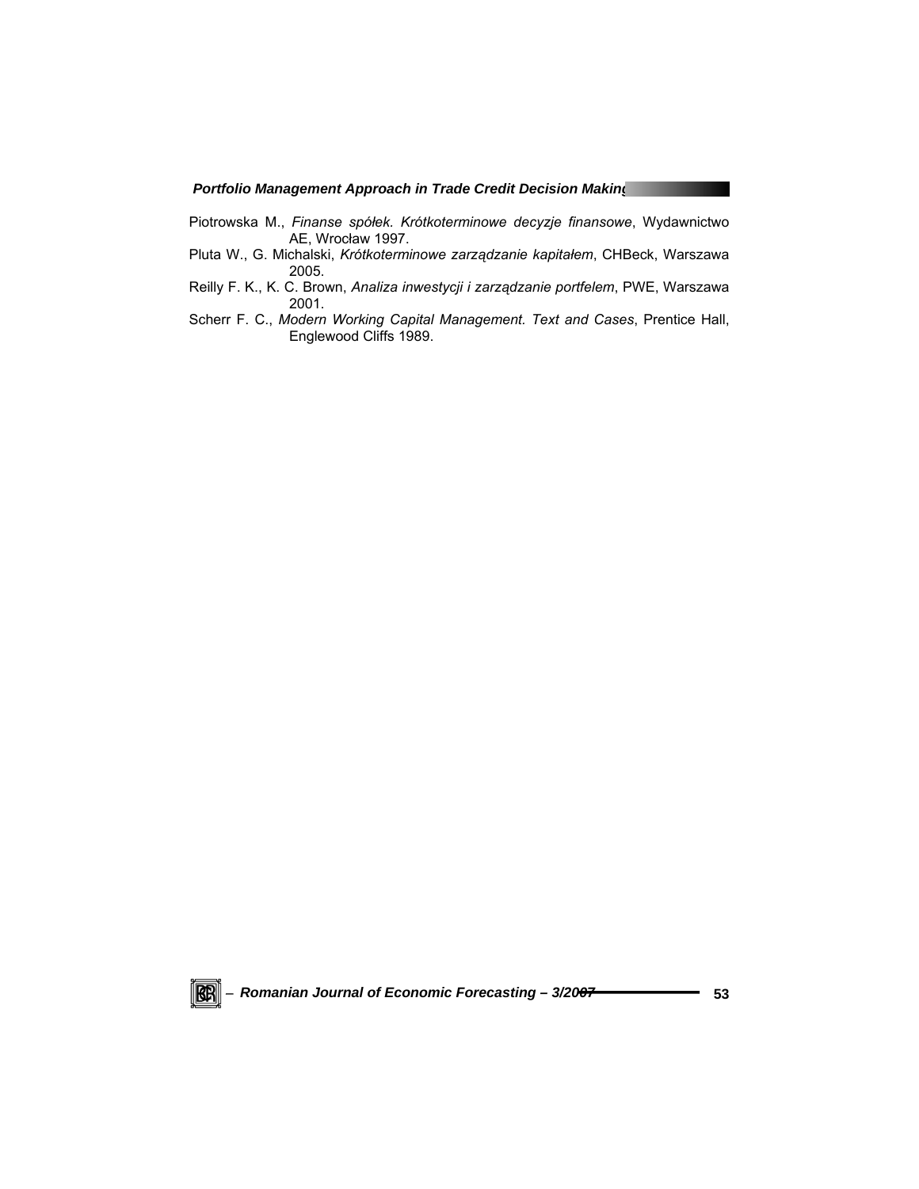Piotrowska M., *Finanse spółek. Krótkoterminowe decyzje finansowe*, Wydawnictwo AE, Wrocław 1997.

Pluta W., G. Michalski, *Krótkoterminowe zarządzanie kapitałem*, CHBeck, Warszawa 2005.

Reilly F. K., K. C. Brown, *Analiza inwestycji i zarządzanie portfelem*, PWE, Warszawa 2001.

Scherr F. C., *Modern Working Capital Management. Text and Cases*, Prentice Hall, Englewood Cliffs 1989.